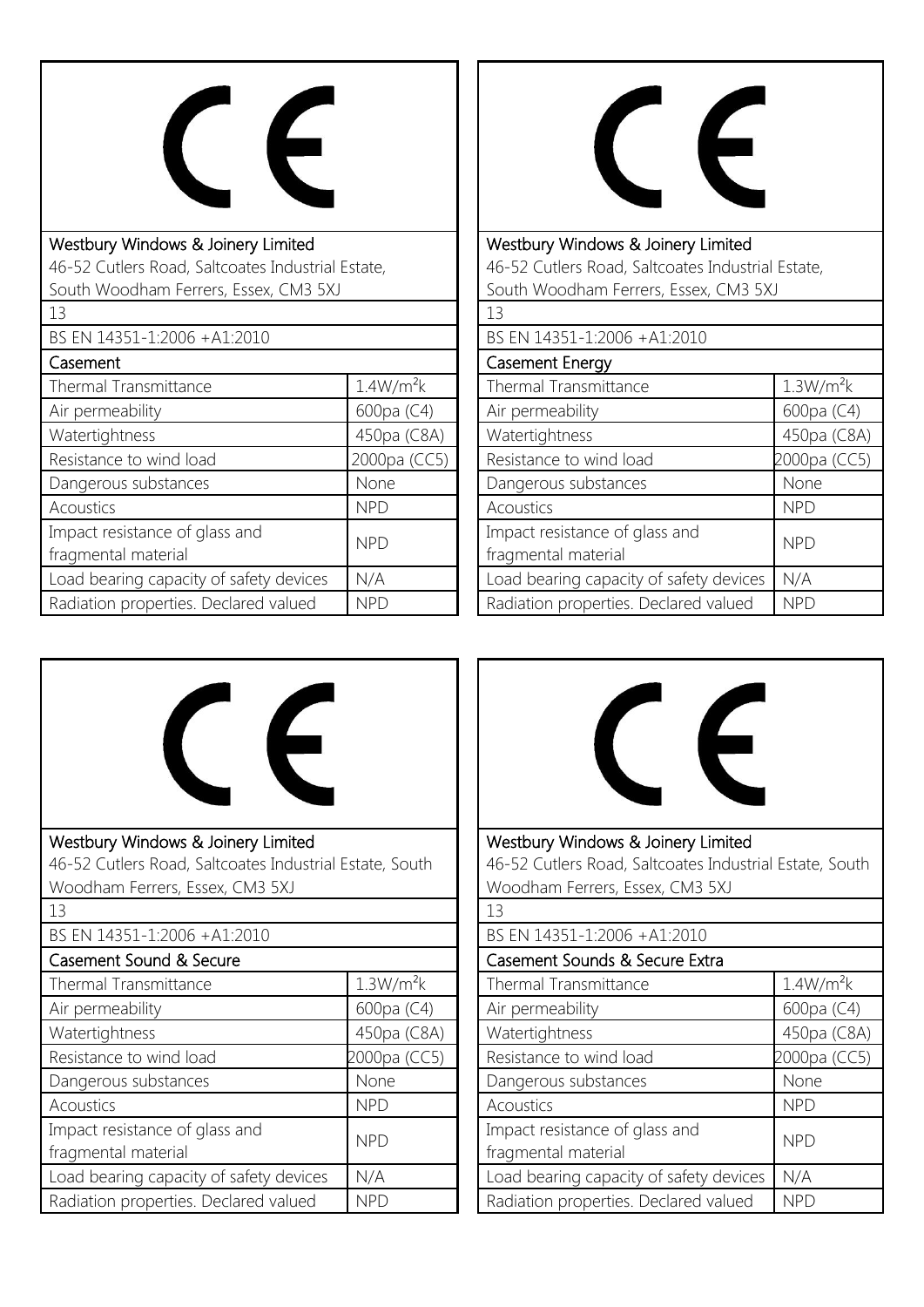CE

| Westbury Windows & Joinery Limited<br>46-52 Cutlers Road, Saltcoates Industrial Estate, South Woodham Ferrers, Essex, CM3 5XJ | |
|---|---|
| 13 | |
| BS EN 14351-1:2006 +A1:2010 | |
| Casement | |
| Thermal Transmittance | $1.4W/m^2k$ |
| Air permeability | 600pa (C4) |
| Watertightness | 450pa (C8A) |
| Resistance to wind load | 2000pa (CC5) |
| Dangerous substances | None |
| Acoustics | NPD |
| Impact resistance of glass and fragmental material | NPD |
| Load bearing capacity of safety devices | N/A |
| Radiation properties. Declared valued | NPD |

CE

| Westbury Windows & Joinery Limited<br>46-52 Cutlers Road, Saltcoates Industrial Estate, South Woodham Ferrers, Essex, CM3 5XJ | |
|---|---|
| 13 | |
| BS EN 14351-1:2006 +A1:2010 | |
| Casement Energy | |
| Thermal Transmittance | $1.3W/m^2k$ |
| Air permeability | 600pa (C4) |
| Watertightness | 450pa (C8A) |
| Resistance to wind load | 2000pa (CC5) |
| Dangerous substances | None |
| Acoustics | NPD |
| Impact resistance of glass and fragmental material | NPD |
| Load bearing capacity of safety devices | N/A |
| Radiation properties. Declared valued | NPD |

CE

| Westbury Windows & Joinery Limited<br>46-52 Cutlers Road, Saltcoates Industrial Estate, South Woodham Ferrers, Essex, CM3 5XJ | |
|---|---|
| 13 | |
| BS EN 14351-1:2006 +A1:2010 | |
| Casement Sound & Secure | |
| Thermal Transmittance | $1.3W/m^2k$ |
| Air permeability | 600pa (C4) |
| Watertightness | 450pa (C8A) |
| Resistance to wind load | 2000pa (CC5) |
| Dangerous substances | None |
| Acoustics | NPD |
| Impact resistance of glass and fragmental material | NPD |
| Load bearing capacity of safety devices | N/A |
| Radiation properties. Declared valued | NPD |

CE

| Westbury Windows & Joinery Limited<br>46-52 Cutlers Road, Saltcoates Industrial Estate, South Woodham Ferrers, Essex, CM3 5XJ | |
|---|---|
| 13 | |
| BS EN 14351-1:2006 +A1:2010 | |
| Casement Sounds & Secure Extra | |
| Thermal Transmittance | $1.4W/m^2k$ |
| Air permeability | 600pa (C4) |
| Watertightness | 450pa (C8A) |
| Resistance to wind load | 2000pa (CC5) |
| Dangerous substances | None |
| Acoustics | NPD |
| Impact resistance of glass and fragmental material | NPD |
| Load bearing capacity of safety devices | N/A |
| Radiation properties. Declared valued | NPD |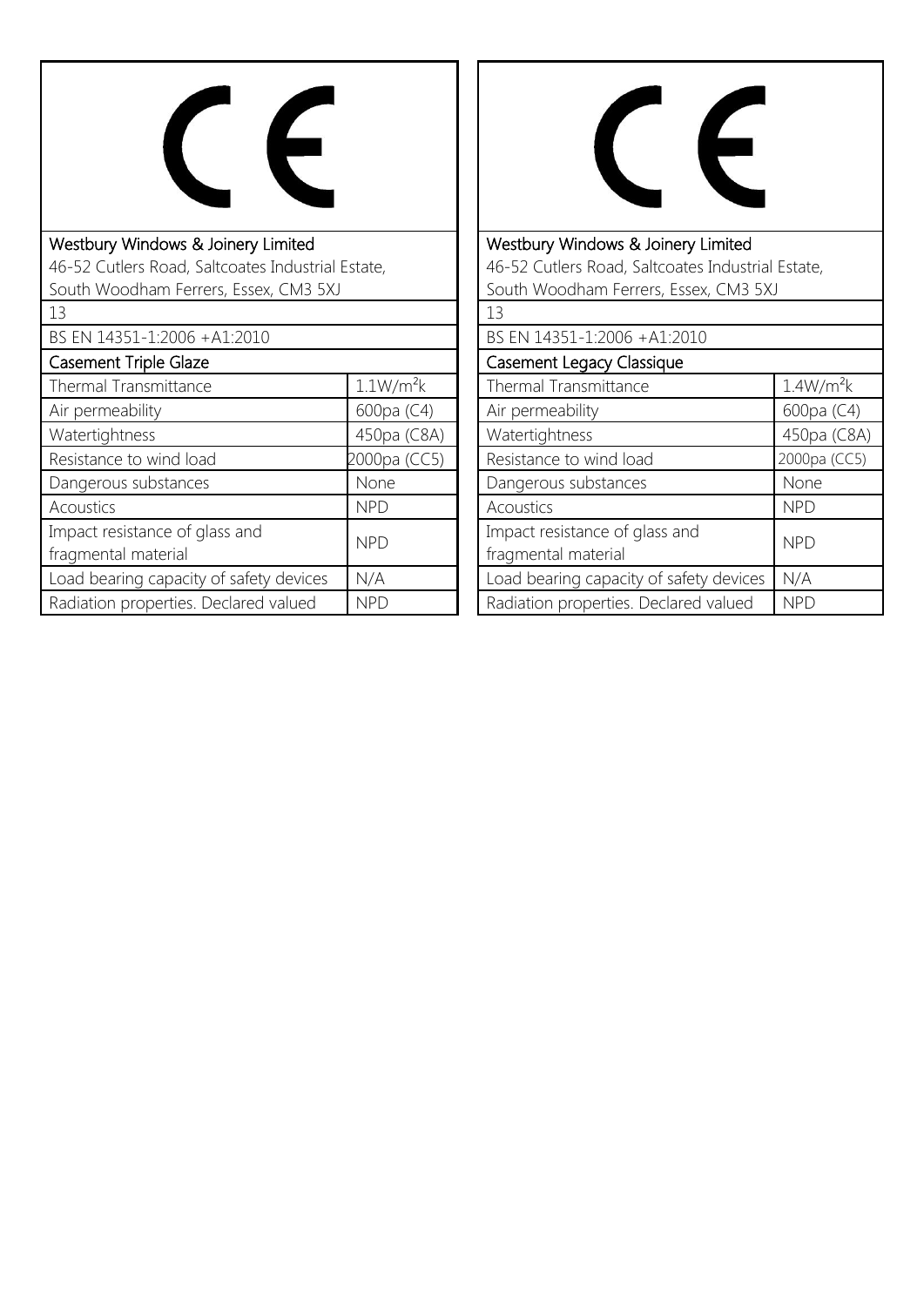CE

**Westbury Windows & Joinery Limited**
46-52 Cutlers Road, Saltcoates Industrial Estate,
South Woodham Ferrers, Essex, CM3 5XJ

13

BS EN 14351-1:2006 +A1:2010

**Casement Triple Glaze**

| | |
|---|---|
| Thermal Transmittance | 1.1W/m²k |
| Air permeability | 600pa (C4) |
| Watertightness | 450pa (C8A) |
| Resistance to wind load | 2000pa (CC5) |
| Dangerous substances | None |
| Acoustics | NPD |
| Impact resistance of glass and fragmental material | NPD |
| Load bearing capacity of safety devices | N/A |
| Radiation properties. Declared valued | NPD |

CE

**Westbury Windows & Joinery Limited**
46-52 Cutlers Road, Saltcoates Industrial Estate,
South Woodham Ferrers, Essex, CM3 5XJ

13

BS EN 14351-1:2006 +A1:2010

**Casement Legacy Classique**

| | |
|---|---|
| Thermal Transmittance | 1.4W/m²k |
| Air permeability | 600pa (C4) |
| Watertightness | 450pa (C8A) |
| Resistance to wind load | 2000pa (CC5) |
| Dangerous substances | None |
| Acoustics | NPD |
| Impact resistance of glass and fragmental material | NPD |
| Load bearing capacity of safety devices | N/A |
| Radiation properties. Declared valued | NPD |